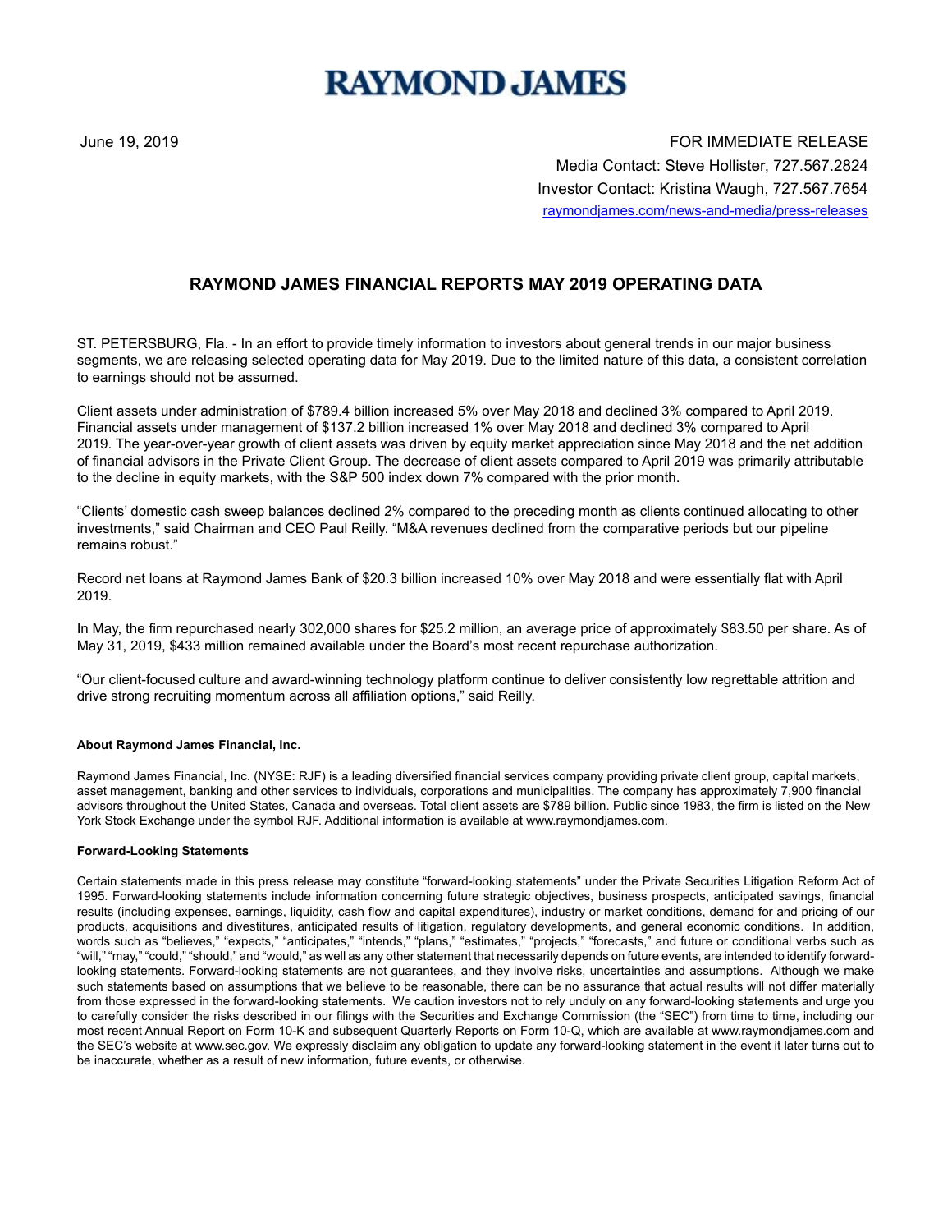# RAYMOND JAMES

June 19, 2019

FOR IMMEDIATE RELEASE
Media Contact: Steve Hollister, 727.567.2824
Investor Contact: Kristina Waugh, 727.567.7654
raymondjames.com/news-and-media/press-releases

## RAYMOND JAMES FINANCIAL REPORTS MAY 2019 OPERATING DATA

ST. PETERSBURG, Fla. - In an effort to provide timely information to investors about general trends in our major business segments, we are releasing selected operating data for May 2019. Due to the limited nature of this data, a consistent correlation to earnings should not be assumed.

Client assets under administration of $789.4 billion increased 5% over May 2018 and declined 3% compared to April 2019. Financial assets under management of $137.2 billion increased 1% over May 2018 and declined 3% compared to April 2019. The year-over-year growth of client assets was driven by equity market appreciation since May 2018 and the net addition of financial advisors in the Private Client Group. The decrease of client assets compared to April 2019 was primarily attributable to the decline in equity markets, with the S&P 500 index down 7% compared with the prior month.

"Clients' domestic cash sweep balances declined 2% compared to the preceding month as clients continued allocating to other investments," said Chairman and CEO Paul Reilly. "M&A revenues declined from the comparative periods but our pipeline remains robust."

Record net loans at Raymond James Bank of $20.3 billion increased 10% over May 2018 and were essentially flat with April 2019.

In May, the firm repurchased nearly 302,000 shares for $25.2 million, an average price of approximately $83.50 per share. As of May 31, 2019, $433 million remained available under the Board's most recent repurchase authorization.

"Our client-focused culture and award-winning technology platform continue to deliver consistently low regrettable attrition and drive strong recruiting momentum across all affiliation options," said Reilly.

**About Raymond James Financial, Inc.**

Raymond James Financial, Inc. (NYSE: RJF) is a leading diversified financial services company providing private client group, capital markets, asset management, banking and other services to individuals, corporations and municipalities. The company has approximately 7,900 financial advisors throughout the United States, Canada and overseas. Total client assets are $789 billion. Public since 1983, the firm is listed on the New York Stock Exchange under the symbol RJF. Additional information is available at www.raymondjames.com.

**Forward-Looking Statements**

Certain statements made in this press release may constitute "forward-looking statements" under the Private Securities Litigation Reform Act of 1995. Forward-looking statements include information concerning future strategic objectives, business prospects, anticipated savings, financial results (including expenses, earnings, liquidity, cash flow and capital expenditures), industry or market conditions, demand for and pricing of our products, acquisitions and divestitures, anticipated results of litigation, regulatory developments, and general economic conditions. In addition, words such as "believes," "expects," "anticipates," "intends," "plans," "estimates," "projects," "forecasts," and future or conditional verbs such as "will," "may," "could," "should," and "would," as well as any other statement that necessarily depends on future events, are intended to identify forward-looking statements. Forward-looking statements are not guarantees, and they involve risks, uncertainties and assumptions. Although we make such statements based on assumptions that we believe to be reasonable, there can be no assurance that actual results will not differ materially from those expressed in the forward-looking statements. We caution investors not to rely unduly on any forward-looking statements and urge you to carefully consider the risks described in our filings with the Securities and Exchange Commission (the "SEC") from time to time, including our most recent Annual Report on Form 10-K and subsequent Quarterly Reports on Form 10-Q, which are available at www.raymondjames.com and the SEC's website at www.sec.gov. We expressly disclaim any obligation to update any forward-looking statement in the event it later turns out to be inaccurate, whether as a result of new information, future events, or otherwise.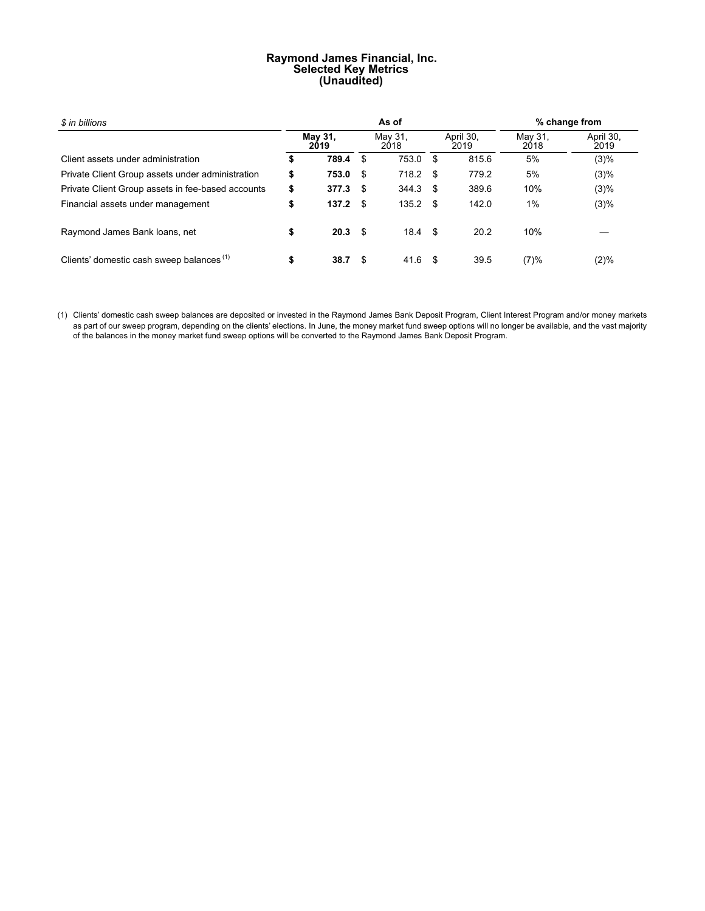# Raymond James Financial, Inc.
## Selected Key Metrics
## (Unaudited)

| *$ in billions* | As of | | | % change from | |
|---|---|---|---|---|---|
| | **May 31, 2019** | May 31, 2018 | April 30, 2019 | May 31, 2018 | April 30, 2019 |
| Client assets under administration | **$ 789.4** | $ 753.0 | $ 815.6 | 5% | (3)% |
| Private Client Group assets under administration | **$ 753.0** | $ 718.2 | $ 779.2 | 5% | (3)% |
| Private Client Group assets in fee-based accounts | **$ 377.3** | $ 344.3 | $ 389.6 | 10% | (3)% |
| Financial assets under management | **$ 137.2** | $ 135.2 | $ 142.0 | 1% | (3)% |
| Raymond James Bank loans, net | **$ 20.3** | $ 18.4 | $ 20.2 | 10% | — |
| Clients' domestic cash sweep balances (1) | **$ 38.7** | $ 41.6 | $ 39.5 | (7)% | (2)% |

(1) Clients' domestic cash sweep balances are deposited or invested in the Raymond James Bank Deposit Program, Client Interest Program and/or money markets as part of our sweep program, depending on the clients' elections. In June, the money market fund sweep options will no longer be available, and the vast majority of the balances in the money market fund sweep options will be converted to the Raymond James Bank Deposit Program.